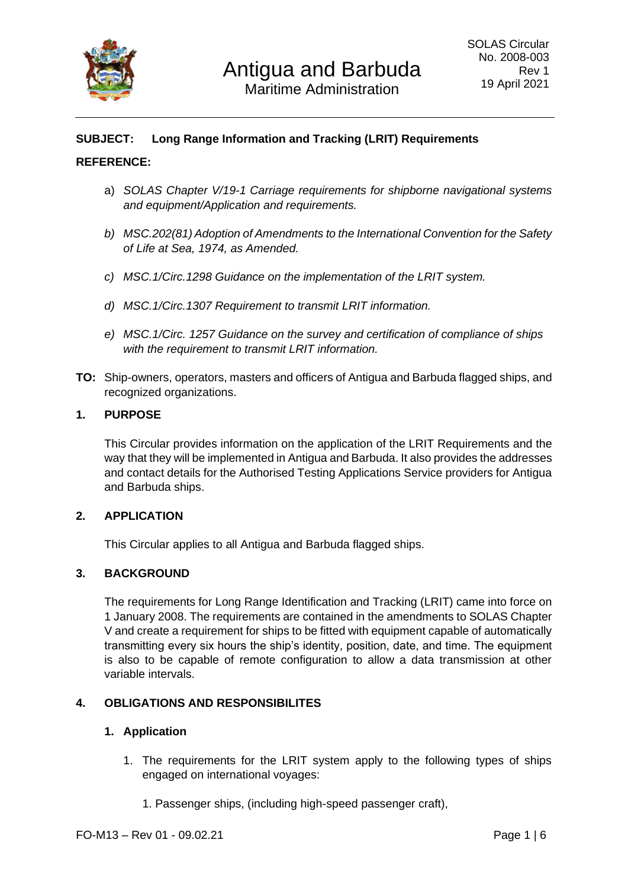# Antigua and Barbuda

Maritime Administration

SOLAS Circular
No. 2008-003
Rev 1
19 April 2021

**SUBJECT: Long Range Information and Tracking (LRIT) Requirements**

**REFERENCE:**

a) *SOLAS Chapter V/19-1 Carriage requirements for shipborne navigational systems and equipment/Application and requirements.*

b) *MSC.202(81) Adoption of Amendments to the International Convention for the Safety of Life at Sea, 1974, as Amended.*

c) *MSC.1/Circ.1298 Guidance on the implementation of the LRIT system.*

d) *MSC.1/Circ.1307 Requirement to transmit LRIT information.*

e) *MSC.1/Circ. 1257 Guidance on the survey and certification of compliance of ships with the requirement to transmit LRIT information.*

**TO:** Ship-owners, operators, masters and officers of Antigua and Barbuda flagged ships, and recognized organizations.

## 1. PURPOSE

This Circular provides information on the application of the LRIT Requirements and the way that they will be implemented in Antigua and Barbuda. It also provides the addresses and contact details for the Authorised Testing Applications Service providers for Antigua and Barbuda ships.

## 2. APPLICATION

This Circular applies to all Antigua and Barbuda flagged ships.

## 3. BACKGROUND

The requirements for Long Range Identification and Tracking (LRIT) came into force on 1 January 2008. The requirements are contained in the amendments to SOLAS Chapter V and create a requirement for ships to be fitted with equipment capable of automatically transmitting every six hours the ship's identity, position, date, and time. The equipment is also to be capable of remote configuration to allow a data transmission at other variable intervals.

## 4. OBLIGATIONS AND RESPONSIBILITES

### 1. Application

1. The requirements for the LRIT system apply to the following types of ships engaged on international voyages:

   1. Passenger ships, (including high-speed passenger craft),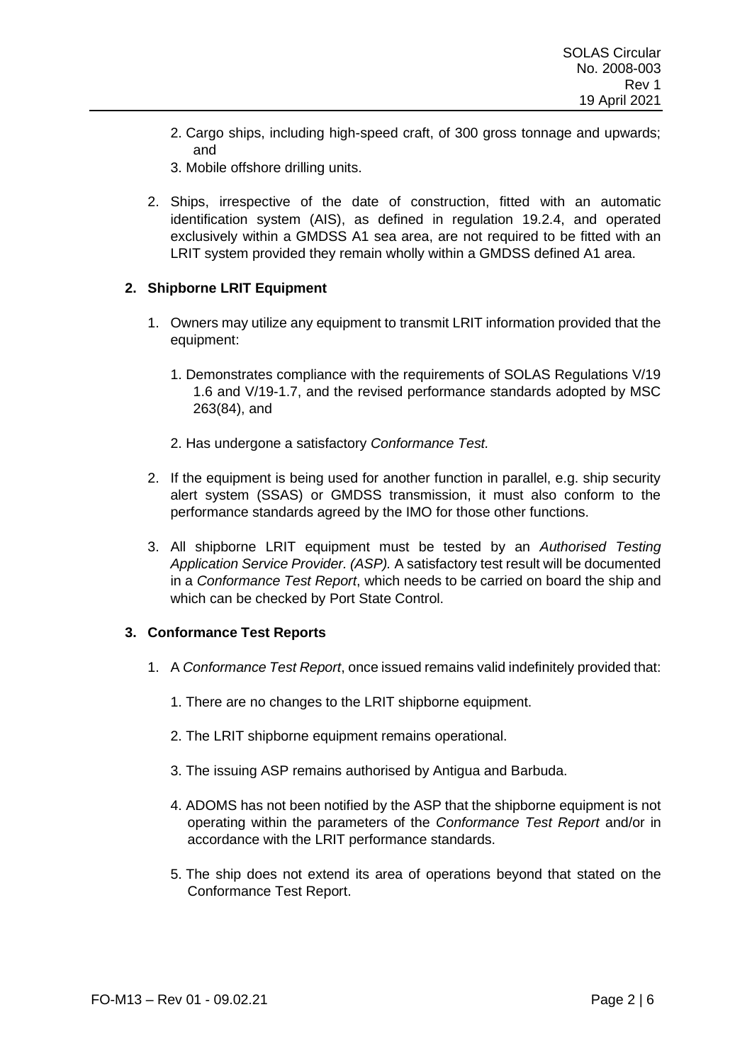2. Cargo ships, including high-speed craft, of 300 gross tonnage and upwards; and
3. Mobile offshore drilling units.

2. Ships, irrespective of the date of construction, fitted with an automatic identification system (AIS), as defined in regulation 19.2.4, and operated exclusively within a GMDSS A1 sea area, are not required to be fitted with an LRIT system provided they remain wholly within a GMDSS defined A1 area.

## 2. Shipborne LRIT Equipment

1. Owners may utilize any equipment to transmit LRIT information provided that the equipment:

   1. Demonstrates compliance with the requirements of SOLAS Regulations V/19 1.6 and V/19-1.7, and the revised performance standards adopted by MSC 263(84), and

   2. Has undergone a satisfactory *Conformance Test.*

2. If the equipment is being used for another function in parallel, e.g. ship security alert system (SSAS) or GMDSS transmission, it must also conform to the performance standards agreed by the IMO for those other functions.

3. All shipborne LRIT equipment must be tested by an *Authorised Testing Application Service Provider. (ASP).* A satisfactory test result will be documented in a *Conformance Test Report*, which needs to be carried on board the ship and which can be checked by Port State Control.

## 3. Conformance Test Reports

1. A *Conformance Test Report*, once issued remains valid indefinitely provided that:

   1. There are no changes to the LRIT shipborne equipment.

   2. The LRIT shipborne equipment remains operational.

   3. The issuing ASP remains authorised by Antigua and Barbuda.

   4. ADOMS has not been notified by the ASP that the shipborne equipment is not operating within the parameters of the *Conformance Test Report* and/or in accordance with the LRIT performance standards.

   5. The ship does not extend its area of operations beyond that stated on the Conformance Test Report.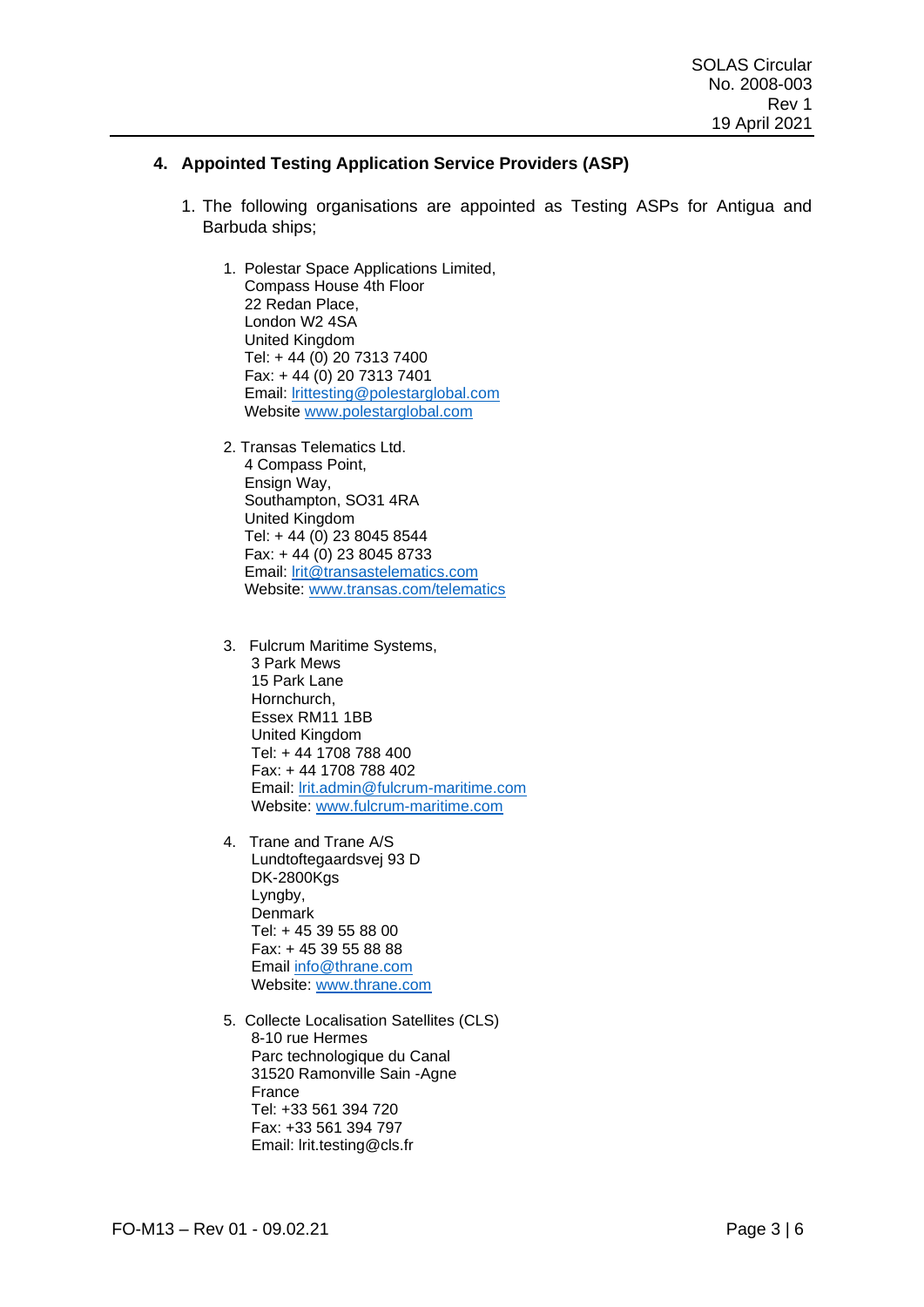## 4. Appointed Testing Application Service Providers (ASP)

1. The following organisations are appointed as Testing ASPs for Antigua and Barbuda ships;

    1. Polestar Space Applications Limited,
       Compass House 4th Floor
       22 Redan Place,
       London W2 4SA
       United Kingdom
       Tel: + 44 (0) 20 7313 7400
       Fax: + 44 (0) 20 7313 7401
       Email: lrittesting@polestarglobal.com
       Website www.polestarglobal.com

    2. Transas Telematics Ltd.
       4 Compass Point,
       Ensign Way,
       Southampton, SO31 4RA
       United Kingdom
       Tel: + 44 (0) 23 8045 8544
       Fax: + 44 (0) 23 8045 8733
       Email: lrit@transastelematics.com
       Website: www.transas.com/telematics

    3. Fulcrum Maritime Systems,
       3 Park Mews
       15 Park Lane
       Hornchurch,
       Essex RM11 1BB
       United Kingdom
       Tel: + 44 1708 788 400
       Fax: + 44 1708 788 402
       Email: lrit.admin@fulcrum-maritime.com
       Website: www.fulcrum-maritime.com

    4. Trane and Trane A/S
       Lundtoftegaardsvej 93 D
       DK-2800Kgs
       Lyngby,
       Denmark
       Tel: + 45 39 55 88 00
       Fax: + 45 39 55 88 88
       Email info@thrane.com
       Website: www.thrane.com

    5. Collecte Localisation Satellites (CLS)
       8-10 rue Hermes
       Parc technologique du Canal
       31520 Ramonville Sain -Agne
       France
       Tel: +33 561 394 720
       Fax: +33 561 394 797
       Email: lrit.testing@cls.fr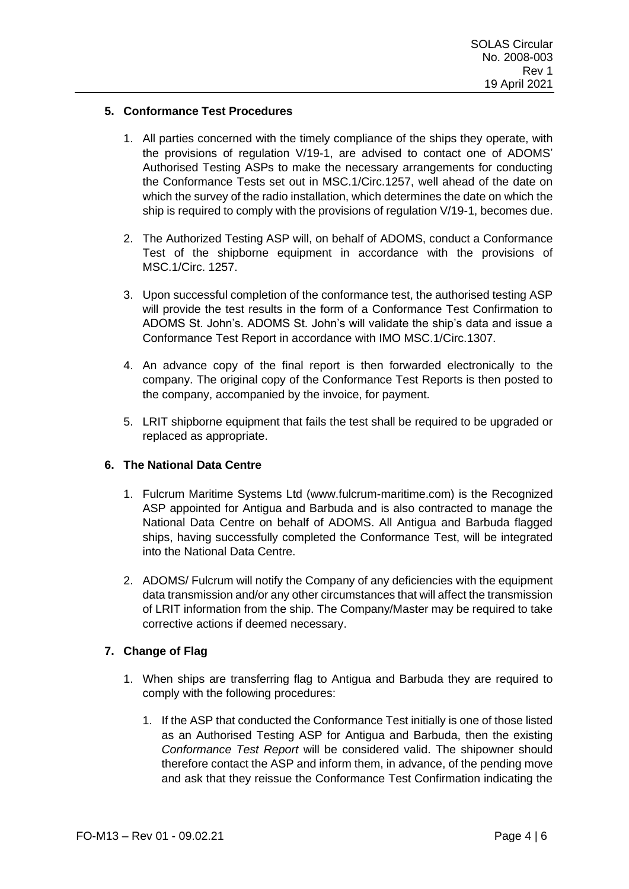## 5. Conformance Test Procedures

1. All parties concerned with the timely compliance of the ships they operate, with the provisions of regulation V/19-1, are advised to contact one of ADOMS' Authorised Testing ASPs to make the necessary arrangements for conducting the Conformance Tests set out in MSC.1/Circ.1257, well ahead of the date on which the survey of the radio installation, which determines the date on which the ship is required to comply with the provisions of regulation V/19-1, becomes due.

2. The Authorized Testing ASP will, on behalf of ADOMS, conduct a Conformance Test of the shipborne equipment in accordance with the provisions of MSC.1/Circ. 1257.

3. Upon successful completion of the conformance test, the authorised testing ASP will provide the test results in the form of a Conformance Test Confirmation to ADOMS St. John's. ADOMS St. John's will validate the ship's data and issue a Conformance Test Report in accordance with IMO MSC.1/Circ.1307.

4. An advance copy of the final report is then forwarded electronically to the company. The original copy of the Conformance Test Reports is then posted to the company, accompanied by the invoice, for payment.

5. LRIT shipborne equipment that fails the test shall be required to be upgraded or replaced as appropriate.

## 6. The National Data Centre

1. Fulcrum Maritime Systems Ltd (www.fulcrum-maritime.com) is the Recognized ASP appointed for Antigua and Barbuda and is also contracted to manage the National Data Centre on behalf of ADOMS. All Antigua and Barbuda flagged ships, having successfully completed the Conformance Test, will be integrated into the National Data Centre.

2. ADOMS/ Fulcrum will notify the Company of any deficiencies with the equipment data transmission and/or any other circumstances that will affect the transmission of LRIT information from the ship. The Company/Master may be required to take corrective actions if deemed necessary.

## 7. Change of Flag

1. When ships are transferring flag to Antigua and Barbuda they are required to comply with the following procedures:

    1. If the ASP that conducted the Conformance Test initially is one of those listed as an Authorised Testing ASP for Antigua and Barbuda, then the existing *Conformance Test Report* will be considered valid. The shipowner should therefore contact the ASP and inform them, in advance, of the pending move and ask that they reissue the Conformance Test Confirmation indicating the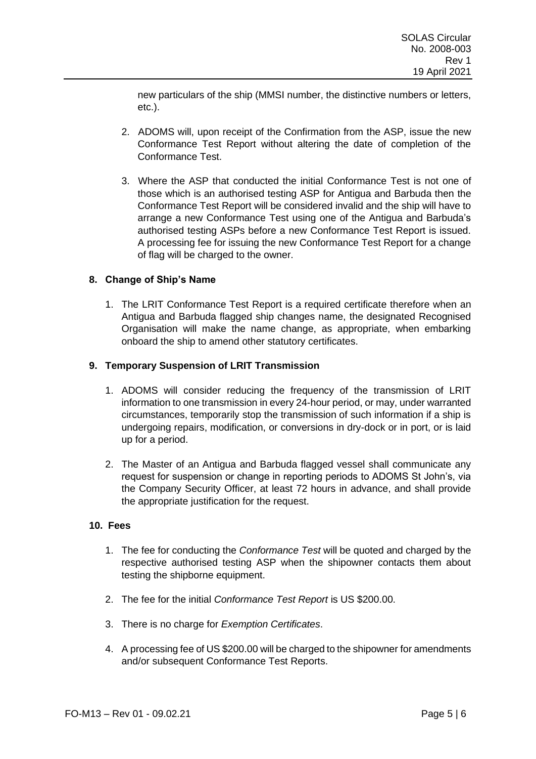new particulars of the ship (MMSI number, the distinctive numbers or letters, etc.).

2. ADOMS will, upon receipt of the Confirmation from the ASP, issue the new Conformance Test Report without altering the date of completion of the Conformance Test.

3. Where the ASP that conducted the initial Conformance Test is not one of those which is an authorised testing ASP for Antigua and Barbuda then the Conformance Test Report will be considered invalid and the ship will have to arrange a new Conformance Test using one of the Antigua and Barbuda's authorised testing ASPs before a new Conformance Test Report is issued. A processing fee for issuing the new Conformance Test Report for a change of flag will be charged to the owner.

## 8. Change of Ship's Name

1. The LRIT Conformance Test Report is a required certificate therefore when an Antigua and Barbuda flagged ship changes name, the designated Recognised Organisation will make the name change, as appropriate, when embarking onboard the ship to amend other statutory certificates.

## 9. Temporary Suspension of LRIT Transmission

1. ADOMS will consider reducing the frequency of the transmission of LRIT information to one transmission in every 24-hour period, or may, under warranted circumstances, temporarily stop the transmission of such information if a ship is undergoing repairs, modification, or conversions in dry-dock or in port, or is laid up for a period.

2. The Master of an Antigua and Barbuda flagged vessel shall communicate any request for suspension or change in reporting periods to ADOMS St John's, via the Company Security Officer, at least 72 hours in advance, and shall provide the appropriate justification for the request.

## 10. Fees

1. The fee for conducting the *Conformance Test* will be quoted and charged by the respective authorised testing ASP when the shipowner contacts them about testing the shipborne equipment.

2. The fee for the initial *Conformance Test Report* is US $200.00.

3. There is no charge for *Exemption Certificates*.

4. A processing fee of US $200.00 will be charged to the shipowner for amendments and/or subsequent Conformance Test Reports.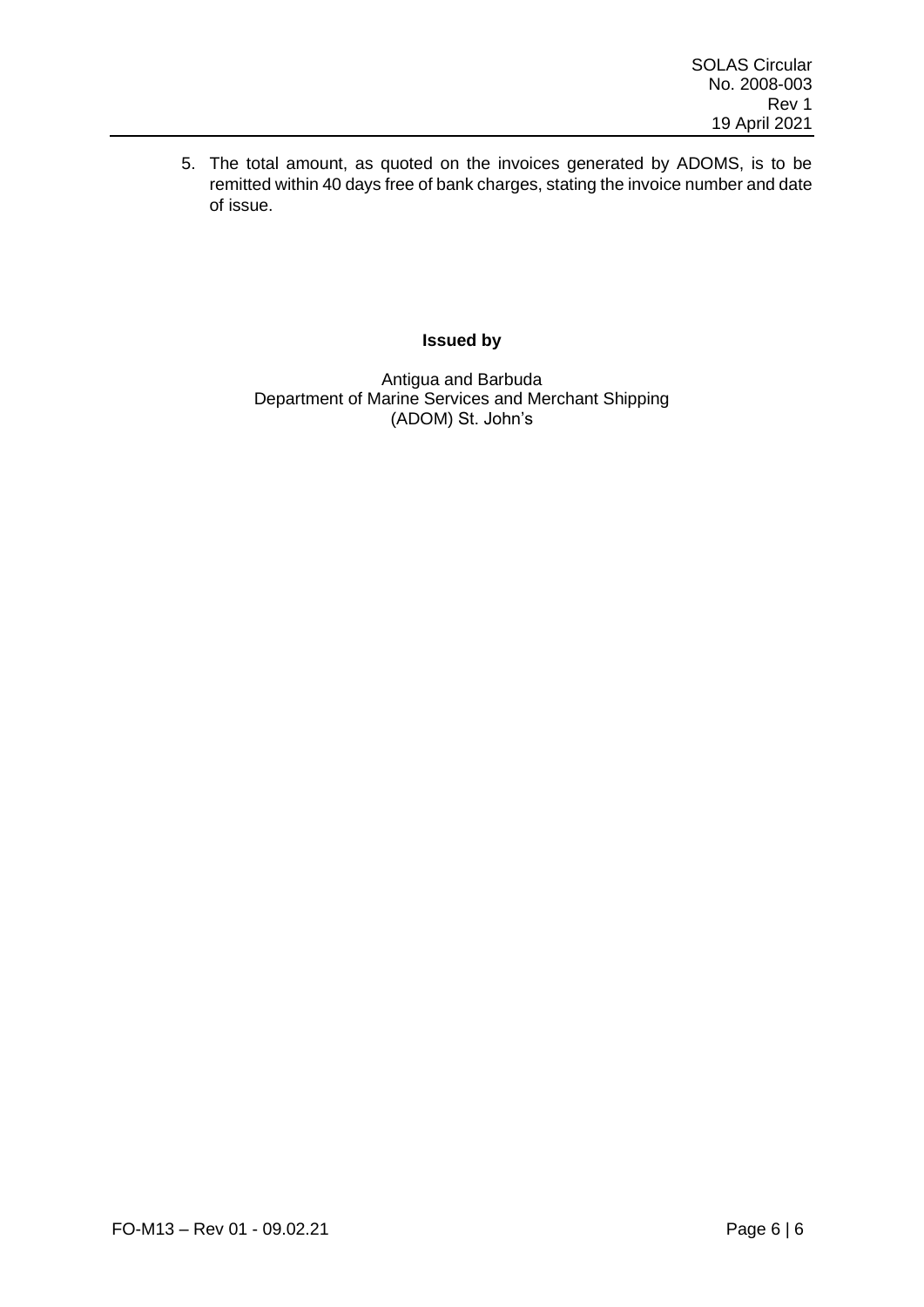5. The total amount, as quoted on the invoices generated by ADOMS, is to be remitted within 40 days free of bank charges, stating the invoice number and date of issue.

**Issued by**

Antigua and Barbuda
Department of Marine Services and Merchant Shipping
(ADOM) St. John's